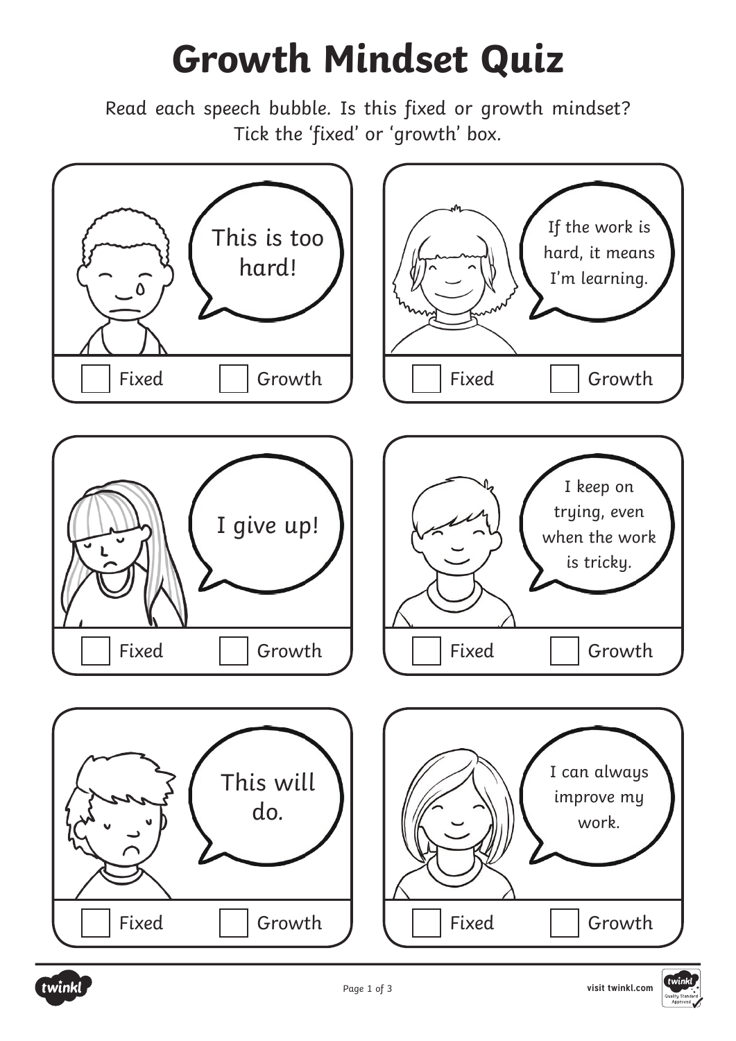# Growth Mindset Quiz

Read each speech bubble. Is this fixed or growth mindset? Tick the 'fixed' or 'growth' box.

This is too hard!

☐ Fixed ☐ Growth

If the work is hard, it means I'm learning.

☐ Fixed ☐ Growth

I give up!

☐ Fixed ☐ Growth

I keep on trying, even when the work is tricky.

☐ Fixed ☐ Growth

This will do.

☐ Fixed ☐ Growth

I can always improve my work.

☐ Fixed ☐ Growth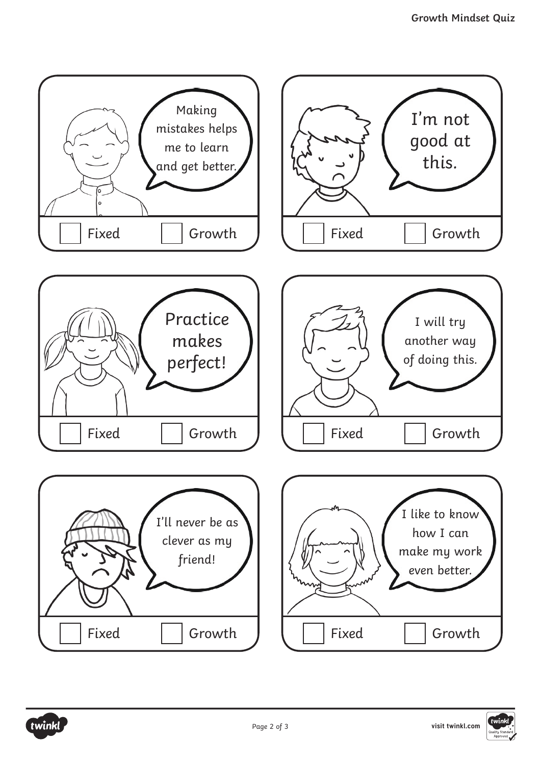Making mistakes helps me to learn and get better.

☐ Fixed ☐ Growth

I'm not good at this.

☐ Fixed ☐ Growth

Practice makes perfect!

☐ Fixed ☐ Growth

I will try another way of doing this.

☐ Fixed ☐ Growth

I'll never be as clever as my friend!

☐ Fixed ☐ Growth

I like to know how I can make my work even better.

☐ Fixed ☐ Growth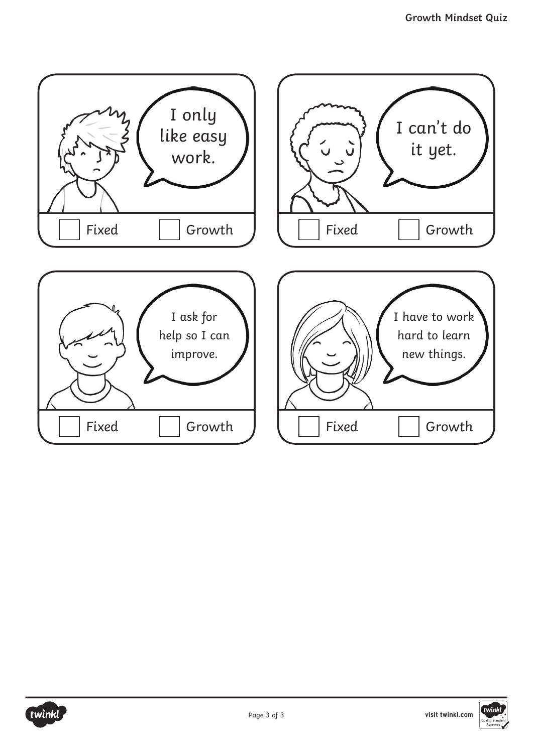I only like easy work.

☐ Fixed ☐ Growth

I can't do it yet.

☐ Fixed ☐ Growth

I ask for help so I can improve.

☐ Fixed ☐ Growth

I have to work hard to learn new things.

☐ Fixed ☐ Growth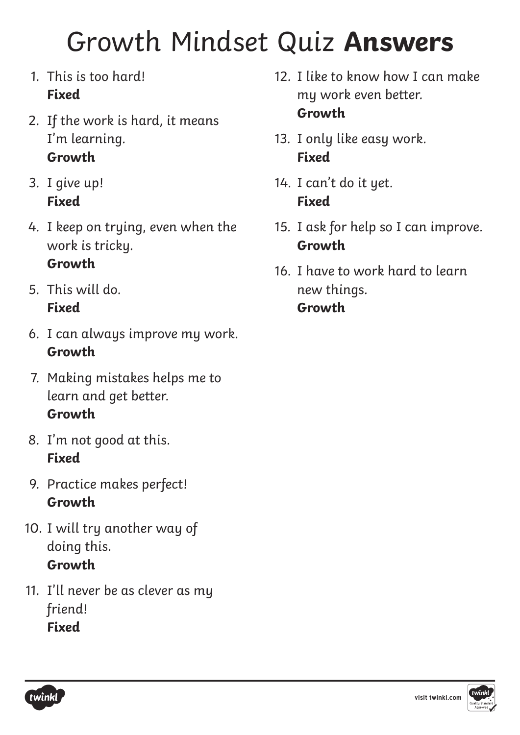# Growth Mindset Quiz **Answers**

1. This is too hard!
   **Fixed**
2. If the work is hard, it means I'm learning.
   **Growth**
3. I give up!
   **Fixed**
4. I keep on trying, even when the work is tricky.
   **Growth**
5. This will do.
   **Fixed**
6. I can always improve my work.
   **Growth**
7. Making mistakes helps me to learn and get better.
   **Growth**
8. I'm not good at this.
   **Fixed**
9. Practice makes perfect!
   **Growth**
10. I will try another way of doing this.
    **Growth**
11. I'll never be as clever as my friend!
    **Fixed**
12. I like to know how I can make my work even better.
    **Growth**
13. I only like easy work.
    **Fixed**
14. I can't do it yet.
    **Fixed**
15. I ask for help so I can improve.
    **Growth**
16. I have to work hard to learn new things.
    **Growth**